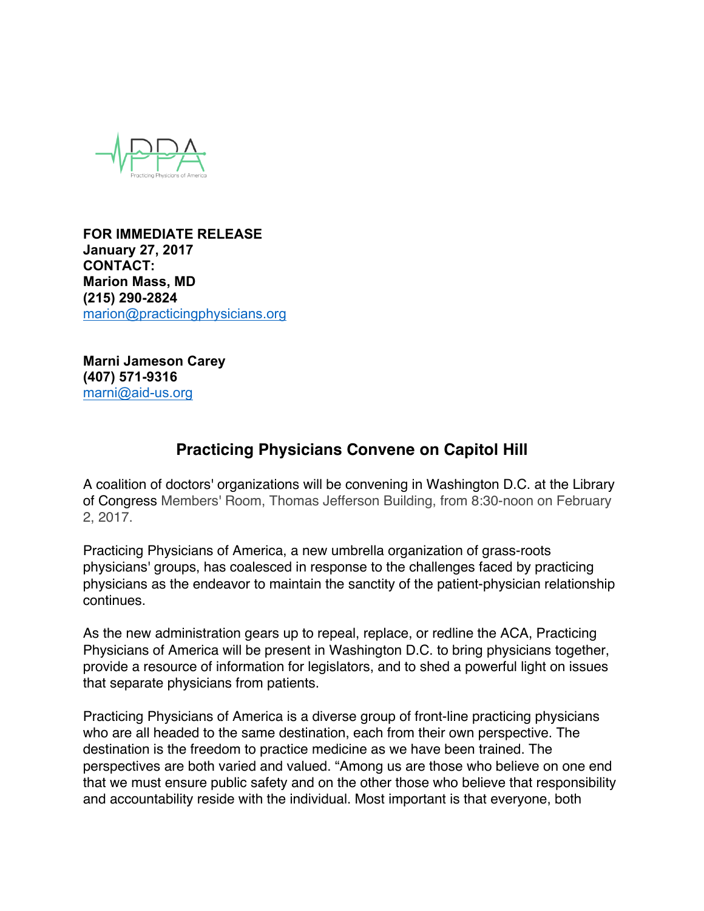**FOR IMMEDIATE RELEASE**
**January 27, 2017**
**CONTACT:**
**Marion Mass, MD**
**(215) 290-2824**
marion@practicingphysicians.org

**Marni Jameson Carey**
**(407) 571-9316**
marni@aid-us.org

## Practicing Physicians Convene on Capitol Hill

A coalition of doctors' organizations will be convening in Washington D.C. at the Library of Congress Members' Room, Thomas Jefferson Building, from 8:30-noon on February 2, 2017.

Practicing Physicians of America, a new umbrella organization of grass-roots physicians' groups, has coalesced in response to the challenges faced by practicing physicians as the endeavor to maintain the sanctity of the patient-physician relationship continues.

As the new administration gears up to repeal, replace, or redline the ACA, Practicing Physicians of America will be present in Washington D.C. to bring physicians together, provide a resource of information for legislators, and to shed a powerful light on issues that separate physicians from patients.

Practicing Physicians of America is a diverse group of front-line practicing physicians who are all headed to the same destination, each from their own perspective. The destination is the freedom to practice medicine as we have been trained. The perspectives are both varied and valued. "Among us are those who believe on one end that we must ensure public safety and on the other those who believe that responsibility and accountability reside with the individual. Most important is that everyone, both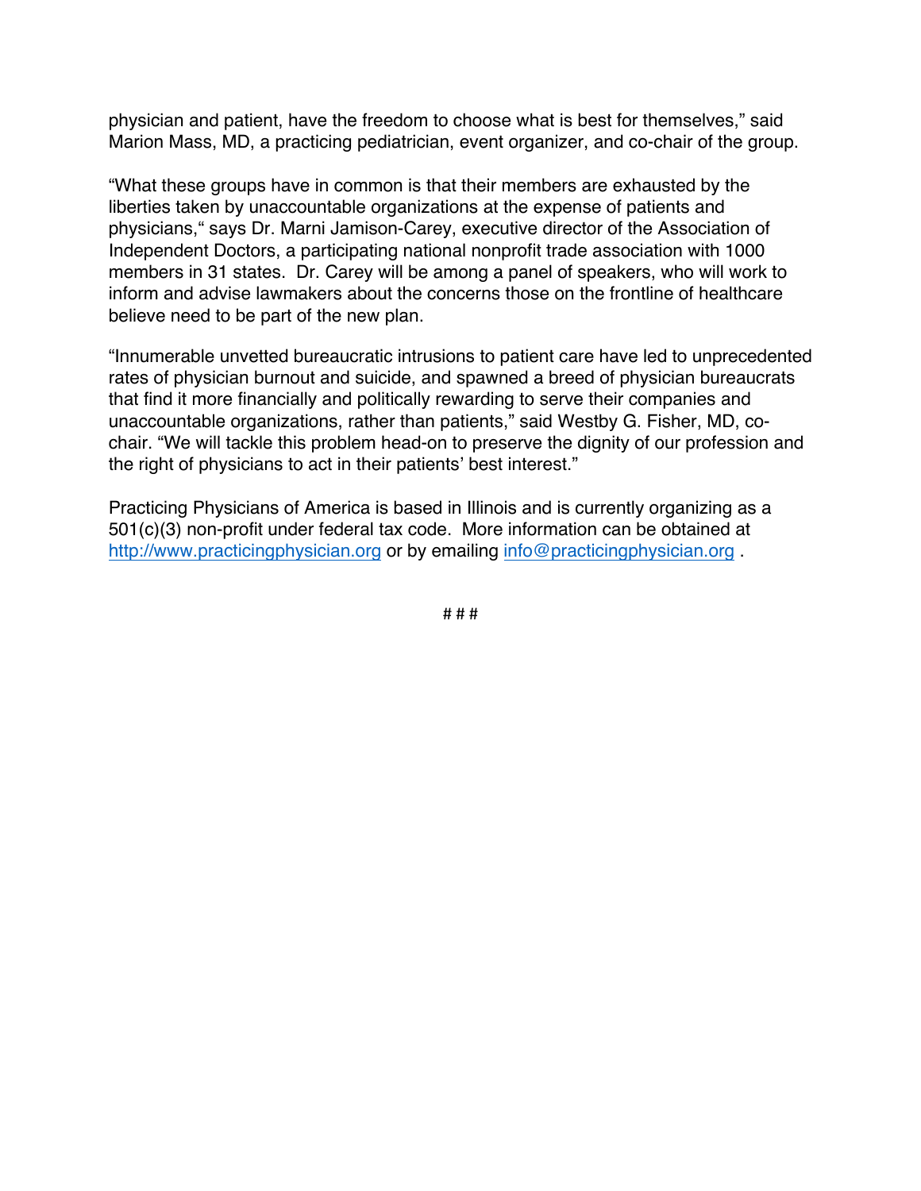physician and patient, have the freedom to choose what is best for themselves," said Marion Mass, MD, a practicing pediatrician, event organizer, and co-chair of the group.

"What these groups have in common is that their members are exhausted by the liberties taken by unaccountable organizations at the expense of patients and physicians," says Dr. Marni Jamison-Carey, executive director of the Association of Independent Doctors, a participating national nonprofit trade association with 1000 members in 31 states. Dr. Carey will be among a panel of speakers, who will work to inform and advise lawmakers about the concerns those on the frontline of healthcare believe need to be part of the new plan.

"Innumerable unvetted bureaucratic intrusions to patient care have led to unprecedented rates of physician burnout and suicide, and spawned a breed of physician bureaucrats that find it more financially and politically rewarding to serve their companies and unaccountable organizations, rather than patients," said Westby G. Fisher, MD, co-chair. "We will tackle this problem head-on to preserve the dignity of our profession and the right of physicians to act in their patients' best interest."

Practicing Physicians of America is based in Illinois and is currently organizing as a 501(c)(3) non-profit under federal tax code. More information can be obtained at http://www.practicingphysician.org or by emailing info@practicingphysician.org .

# # #